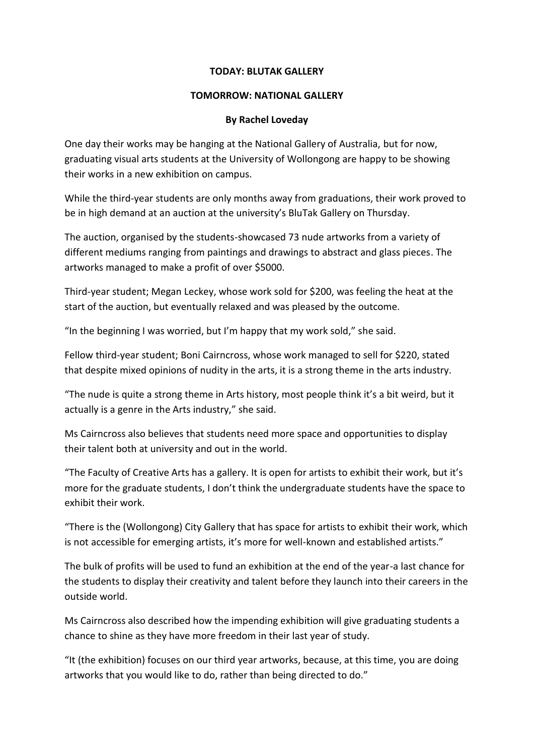**TODAY: BLUTAK GALLERY**

**TOMORROW: NATIONAL GALLERY**

**By Rachel Loveday**

One day their works may be hanging at the National Gallery of Australia, but for now, graduating visual arts students at the University of Wollongong are happy to be showing their works in a new exhibition on campus.

While the third-year students are only months away from graduations, their work proved to be in high demand at an auction at the university's BluTak Gallery on Thursday.

The auction, organised by the students-showcased 73 nude artworks from a variety of different mediums ranging from paintings and drawings to abstract and glass pieces. The artworks managed to make a profit of over $5000.

Third-year student; Megan Leckey, whose work sold for $200, was feeling the heat at the start of the auction, but eventually relaxed and was pleased by the outcome.

"In the beginning I was worried, but I'm happy that my work sold," she said.

Fellow third-year student; Boni Cairncross, whose work managed to sell for $220, stated that despite mixed opinions of nudity in the arts, it is a strong theme in the arts industry.

"The nude is quite a strong theme in Arts history, most people think it's a bit weird, but it actually is a genre in the Arts industry," she said.

Ms Cairncross also believes that students need more space and opportunities to display their talent both at university and out in the world.

"The Faculty of Creative Arts has a gallery. It is open for artists to exhibit their work, but it's more for the graduate students, I don't think the undergraduate students have the space to exhibit their work.

"There is the (Wollongong) City Gallery that has space for artists to exhibit their work, which is not accessible for emerging artists, it's more for well-known and established artists."

The bulk of profits will be used to fund an exhibition at the end of the year-a last chance for the students to display their creativity and talent before they launch into their careers in the outside world.

Ms Cairncross also described how the impending exhibition will give graduating students a chance to shine as they have more freedom in their last year of study.

"It (the exhibition) focuses on our third year artworks, because, at this time, you are doing artworks that you would like to do, rather than being directed to do."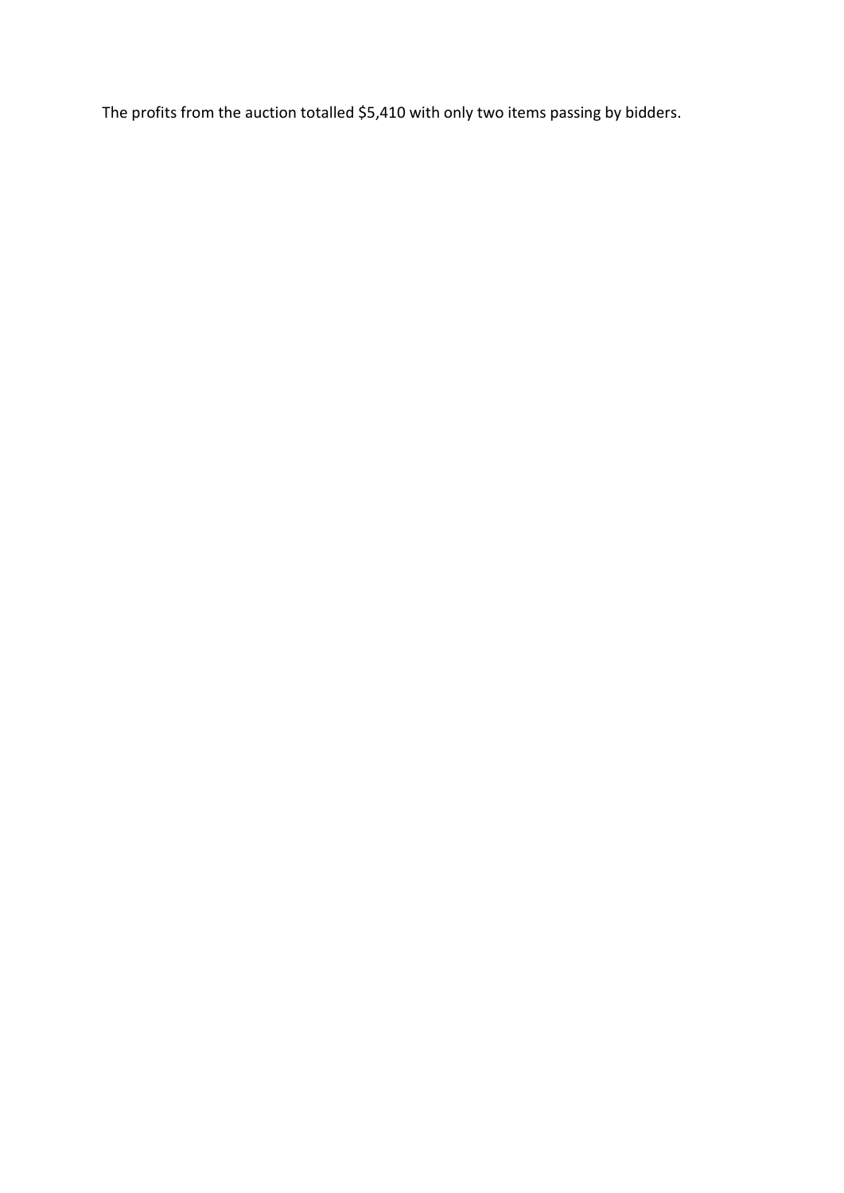The profits from the auction totalled $5,410 with only two items passing by bidders.